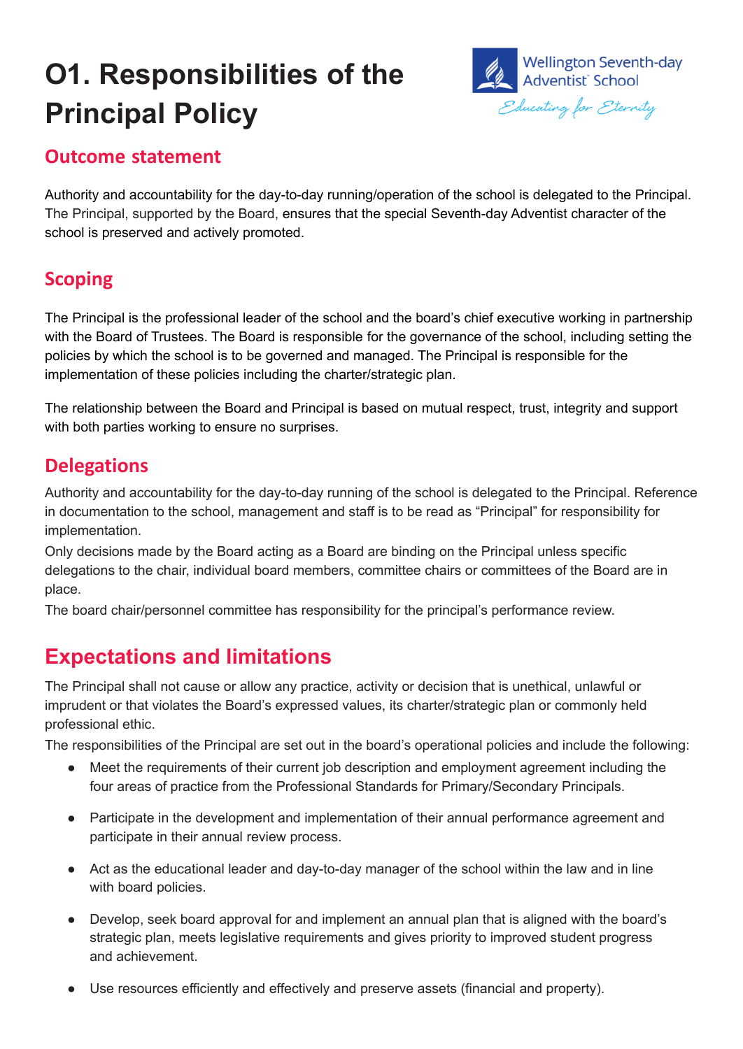# O1. Responsibilities of the Principal Policy

Wellington Seventh-day Adventist School

*Educating for Eternity*

## Outcome statement

Authority and accountability for the day-to-day running/operation of the school is delegated to the Principal. The Principal, supported by the Board, ensures that the special Seventh-day Adventist character of the school is preserved and actively promoted.

## Scoping

The Principal is the professional leader of the school and the board's chief executive working in partnership with the Board of Trustees. The Board is responsible for the governance of the school, including setting the policies by which the school is to be governed and managed. The Principal is responsible for the implementation of these policies including the charter/strategic plan.

The relationship between the Board and Principal is based on mutual respect, trust, integrity and support with both parties working to ensure no surprises.

## Delegations

Authority and accountability for the day-to-day running of the school is delegated to the Principal. Reference in documentation to the school, management and staff is to be read as "Principal" for responsibility for implementation.

Only decisions made by the Board acting as a Board are binding on the Principal unless specific delegations to the chair, individual board members, committee chairs or committees of the Board are in place.

The board chair/personnel committee has responsibility for the principal's performance review.

## Expectations and limitations

The Principal shall not cause or allow any practice, activity or decision that is unethical, unlawful or imprudent or that violates the Board's expressed values, its charter/strategic plan or commonly held professional ethic.

The responsibilities of the Principal are set out in the board's operational policies and include the following:

- Meet the requirements of their current job description and employment agreement including the four areas of practice from the Professional Standards for Primary/Secondary Principals.
- Participate in the development and implementation of their annual performance agreement and participate in their annual review process.
- Act as the educational leader and day-to-day manager of the school within the law and in line with board policies.
- Develop, seek board approval for and implement an annual plan that is aligned with the board's strategic plan, meets legislative requirements and gives priority to improved student progress and achievement.
- Use resources efficiently and effectively and preserve assets (financial and property).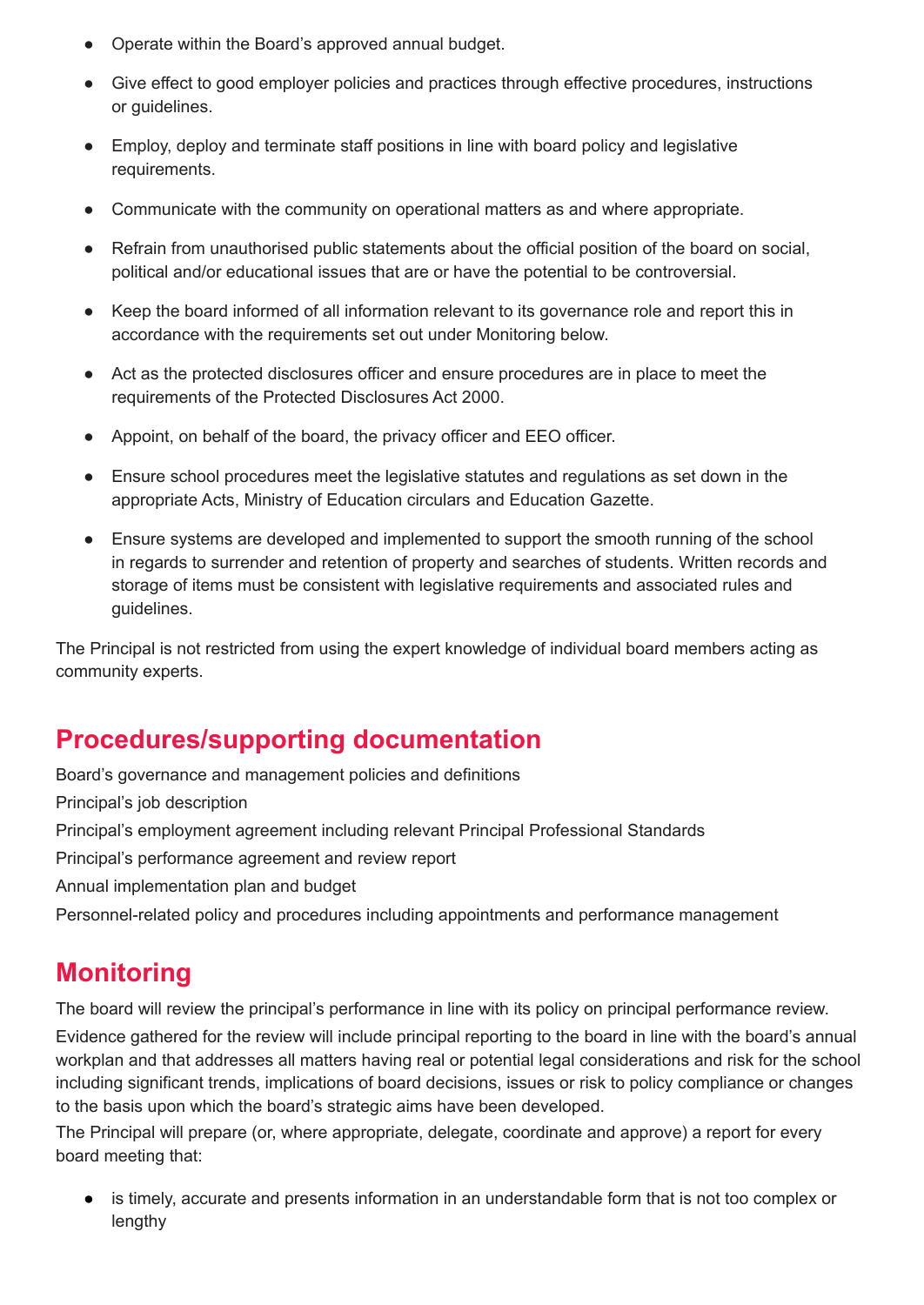- Operate within the Board's approved annual budget.
- Give effect to good employer policies and practices through effective procedures, instructions or guidelines.
- Employ, deploy and terminate staff positions in line with board policy and legislative requirements.
- Communicate with the community on operational matters as and where appropriate.
- Refrain from unauthorised public statements about the official position of the board on social, political and/or educational issues that are or have the potential to be controversial.
- Keep the board informed of all information relevant to its governance role and report this in accordance with the requirements set out under Monitoring below.
- Act as the protected disclosures officer and ensure procedures are in place to meet the requirements of the Protected Disclosures Act 2000.
- Appoint, on behalf of the board, the privacy officer and EEO officer.
- Ensure school procedures meet the legislative statutes and regulations as set down in the appropriate Acts, Ministry of Education circulars and Education Gazette.
- Ensure systems are developed and implemented to support the smooth running of the school in regards to surrender and retention of property and searches of students. Written records and storage of items must be consistent with legislative requirements and associated rules and guidelines.

The Principal is not restricted from using the expert knowledge of individual board members acting as community experts.

## Procedures/supporting documentation

Board's governance and management policies and definitions

Principal's job description

Principal's employment agreement including relevant Principal Professional Standards

Principal's performance agreement and review report

Annual implementation plan and budget

Personnel-related policy and procedures including appointments and performance management

## Monitoring

The board will review the principal's performance in line with its policy on principal performance review.

Evidence gathered for the review will include principal reporting to the board in line with the board's annual workplan and that addresses all matters having real or potential legal considerations and risk for the school including significant trends, implications of board decisions, issues or risk to policy compliance or changes to the basis upon which the board's strategic aims have been developed.

The Principal will prepare (or, where appropriate, delegate, coordinate and approve) a report for every board meeting that:

- is timely, accurate and presents information in an understandable form that is not too complex or lengthy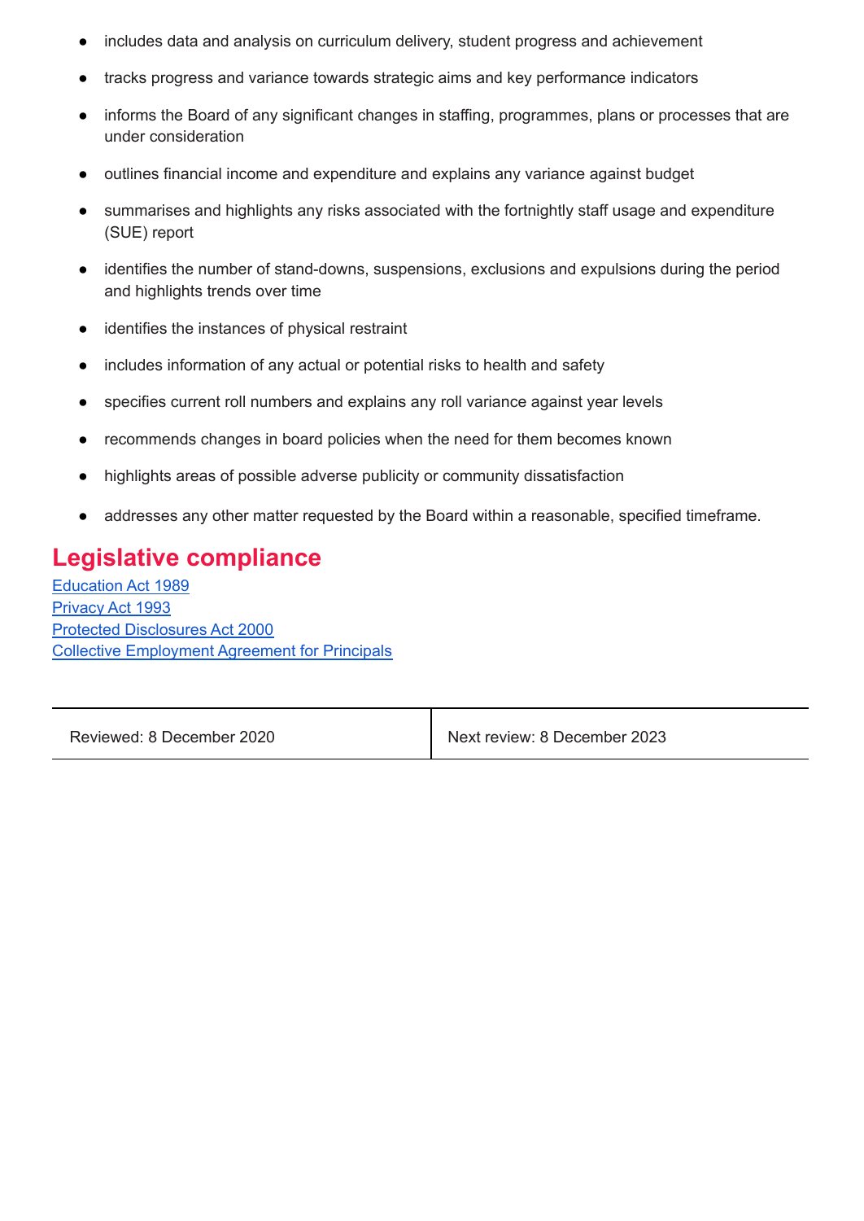- includes data and analysis on curriculum delivery, student progress and achievement
- tracks progress and variance towards strategic aims and key performance indicators
- informs the Board of any significant changes in staffing, programmes, plans or processes that are under consideration
- outlines financial income and expenditure and explains any variance against budget
- summarises and highlights any risks associated with the fortnightly staff usage and expenditure (SUE) report
- identifies the number of stand-downs, suspensions, exclusions and expulsions during the period and highlights trends over time
- identifies the instances of physical restraint
- includes information of any actual or potential risks to health and safety
- specifies current roll numbers and explains any roll variance against year levels
- recommends changes in board policies when the need for them becomes known
- highlights areas of possible adverse publicity or community dissatisfaction
- addresses any other matter requested by the Board within a reasonable, specified timeframe.

## Legislative compliance

Education Act 1989
Privacy Act 1993
Protected Disclosures Act 2000
Collective Employment Agreement for Principals

| | |
|---|---|
| Reviewed: 8 December 2020 | Next review: 8 December 2023 |